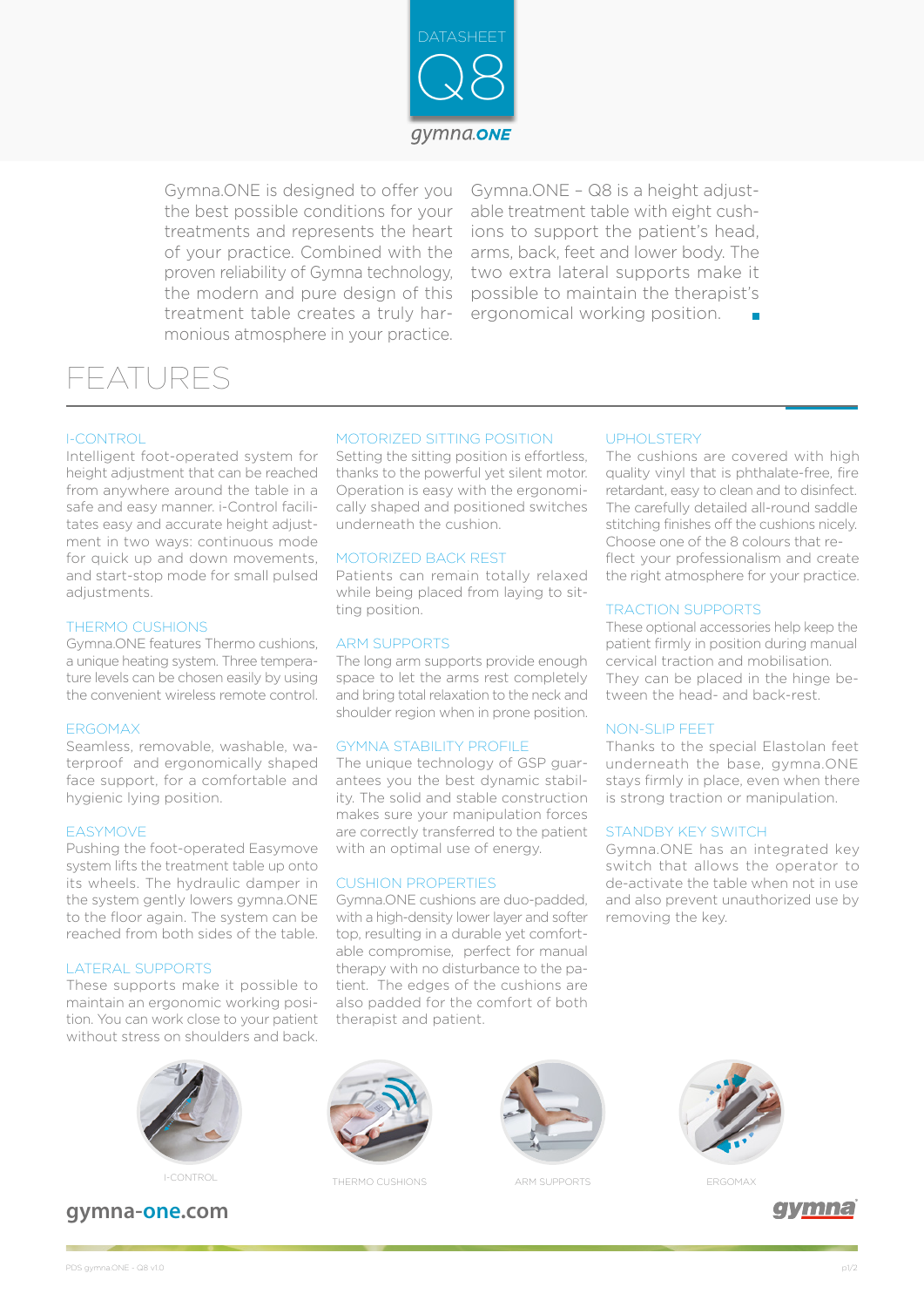DATASHEET

# Q8

gymna.ONE

Gymna.ONE is designed to offer you the best possible conditions for your treatments and represents the heart of your practice. Combined with the proven reliability of Gymna technology, the modern and pure design of this treatment table creates a truly harmonious atmosphere in your practice.

Gymna.ONE – Q8 is a height adjustable treatment table with eight cushions to support the patient's head, arms, back, feet and lower body. The two extra lateral supports make it possible to maintain the therapist's ergonomical working position.

## FEATURES

### I-CONTROL

Intelligent foot-operated system for height adjustment that can be reached from anywhere around the table in a safe and easy manner. i-Control facilitates easy and accurate height adjustment in two ways: continuous mode for quick up and down movements, and start-stop mode for small pulsed adjustments.

### THERMO CUSHIONS

Gymna.ONE features Thermo cushions, a unique heating system. Three temperature levels can be chosen easily by using the convenient wireless remote control.

### ERGOMAX

Seamless, removable, washable, waterproof and ergonomically shaped face support, for a comfortable and hygienic lying position.

### EASYMOVE

Pushing the foot-operated Easymove system lifts the treatment table up onto its wheels. The hydraulic damper in the system gently lowers gymna.ONE to the floor again. The system can be reached from both sides of the table.

### LATERAL SUPPORTS

These supports make it possible to maintain an ergonomic working position. You can work close to your patient without stress on shoulders and back.

### MOTORIZED SITTING POSITION

Setting the sitting position is effortless, thanks to the powerful yet silent motor. Operation is easy with the ergonomically shaped and positioned switches underneath the cushion.

### MOTORIZED BACK REST

Patients can remain totally relaxed while being placed from laying to sitting position.

### ARM SUPPORTS

The long arm supports provide enough space to let the arms rest completely and bring total relaxation to the neck and shoulder region when in prone position.

### GYMNA STABILITY PROFILE

The unique technology of GSP guarantees you the best dynamic stability. The solid and stable construction makes sure your manipulation forces are correctly transferred to the patient with an optimal use of energy.

### CUSHION PROPERTIES

Gymna.ONE cushions are duo-padded, with a high-density lower layer and softer top, resulting in a durable yet comfortable compromise, perfect for manual therapy with no disturbance to the patient. The edges of the cushions are also padded for the comfort of both therapist and patient.

### UPHOLSTERY

The cushions are covered with high quality vinyl that is phthalate-free, fire retardant, easy to clean and to disinfect. The carefully detailed all-round saddle stitching finishes off the cushions nicely. Choose one of the 8 colours that reflect your professionalism and create the right atmosphere for your practice.

### TRACTION SUPPORTS

These optional accessories help keep the patient firmly in position during manual cervical traction and mobilisation. They can be placed in the hinge between the head- and back-rest.

### NON-SLIP FEET

Thanks to the special Elastolan feet underneath the base, gymna.ONE stays firmly in place, even when there is strong traction or manipulation.

### STANDBY KEY SWITCH

Gymna.ONE has an integrated key switch that allows the operator to de-activate the table when not in use and also prevent unauthorized use by removing the key.

I-CONTROL

THERMO CUSHIONS

ARM SUPPORTS

ERGOMAX

gymna-one.com

gymna

PDS gymna.ONE - Q8 v1.0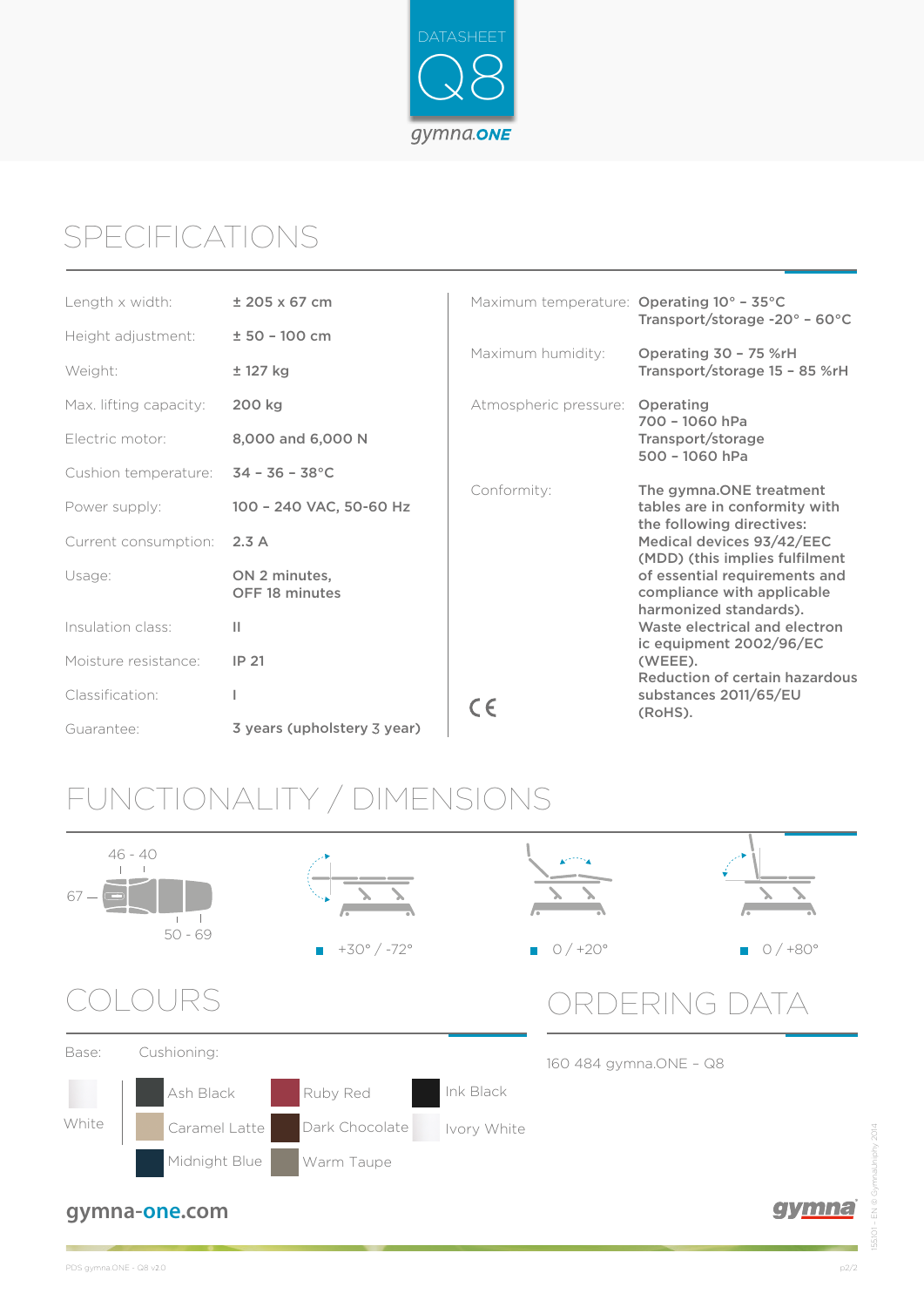DATASHEET

Q8

gymna.ONE

# SPECIFICATIONS

| | |
|---|---|
| Length x width: | ± 205 x 67 cm |
| Height adjustment: | ± 50 – 100 cm |
| Weight: | ± 127 kg |
| Max. lifting capacity: | 200 kg |
| Electric motor: | 8,000 and 6,000 N |
| Cushion temperature: | 34 – 36 – 38°C |
| Power supply: | 100 – 240 VAC, 50-60 Hz |
| Current consumption: | 2.3 A |
| Usage: | ON 2 minutes, OFF 18 minutes |
| Insulation class: | II |
| Moisture resistance: | IP 21 |
| Classification: | I |
| Guarantee: | 3 years (upholstery 3 year) |

| | |
|---|---|
| Maximum temperature: | Operating 10° – 35°C<br>Transport/storage -20° – 60°C |
| Maximum humidity: | Operating 30 – 75 %rH<br>Transport/storage 15 – 85 %rH |
| Atmospheric pressure: | Operating<br>700 – 1060 hPa<br>Transport/storage<br>500 – 1060 hPa |
| Conformity: | The gymna.ONE treatment tables are in conformity with the following directives:<br>Medical devices 93/42/EEC (MDD) (this implies fulfilment of essential requirements and compliance with applicable harmonized standards).<br>Waste electrical and electron ic equipment 2002/96/EC (WEEE).<br>Reduction of certain hazardous substances 2011/65/EU (RoHS). |

CE

# FUNCTIONALITY / DIMENSIONS

46 - 40

67

50 - 69

+30° / -72°

0 / +20°

0 / +80°

# COLOURS

Base:

- White

Cushioning:

- Ash Black
- Ruby Red
- Ink Black
- Caramel Latte
- Dark Chocolate
- Ivory White
- Midnight Blue
- Warm Taupe

# ORDERING DATA

160 484 gymna.ONE – Q8

gymna-one.com

gymna

155101 - EN © GymnaUniphy 2014

PDS gymna.ONE - Q8 v2.0